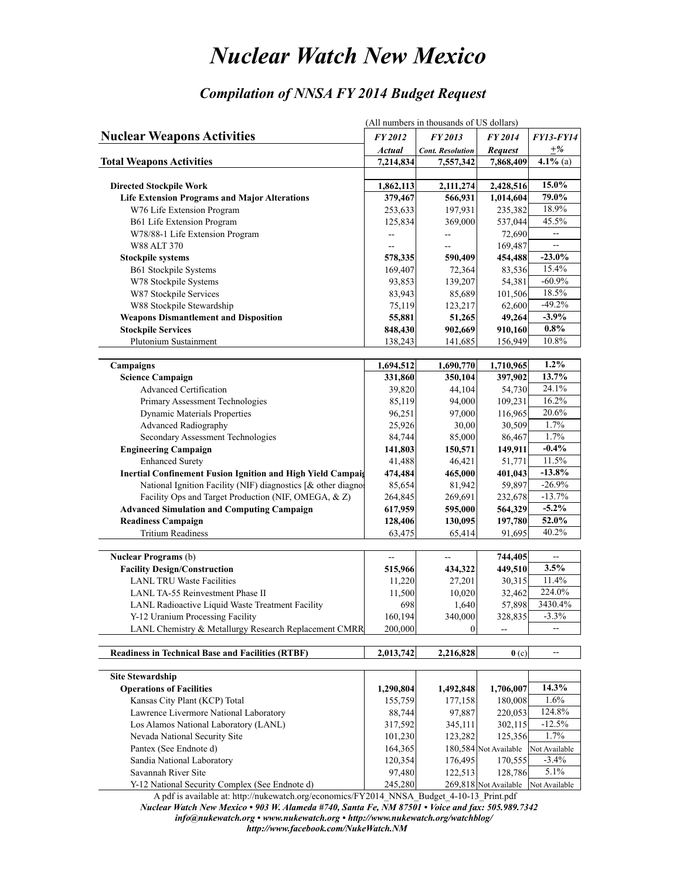# Nuclear Watch New Mexico

## Compilation of NNSA FY 2014 Budget Request

(All numbers in thousands of US dollars)

| Nuclear Weapons Activities | FY 2012 Actual | FY 2013 Cont. Resolution | FY 2014 Request | FY13-FY14 ±% |
|---|---|---|---|---|
| **Total Weapons Activities** | **7,214,834** | **7,557,342** | **7,868,409** | **4.1%** (a) |
| | | | | |
| **Directed Stockpile Work** | **1,862,113** | **2,111,274** | **2,428,516** | **15.0%** |
| **Life Extension Programs and Major Alterations** | **379,467** | **566,931** | **1,014,604** | **79.0%** |
| W76 Life Extension Program | 253,633 | 197,931 | 235,382 | 18.9% |
| B61 Life Extension Program | 125,834 | 369,000 | 537,044 | 45.5% |
| W78/88-1 Life Extension Program | -- | -- | 72,690 | -- |
| W88 ALT 370 | -- | -- | 169,487 | -- |
| **Stockpile systems** | **578,335** | **590,409** | **454,488** | **-23.0%** |
| B61 Stockpile Systems | 169,407 | 72,364 | 83,536 | 15.4% |
| W78 Stockpile Systems | 93,853 | 139,207 | 54,381 | -60.9% |
| W87 Stockpile Services | 83,943 | 85,689 | 101,506 | 18.5% |
| W88 Stockpile Stewardship | 75,119 | 123,217 | 62,600 | -49.2% |
| **Weapons Dismantlement and Disposition** | **55,881** | **51,265** | **49,264** | **-3.9%** |
| **Stockpile Services** | **848,430** | **902,669** | **910,160** | **0.8%** |
| Plutonium Sustainment | 138,243 | 141,685 | 156,949 | 10.8% |
| | | | | |
| **Campaigns** | **1,694,512** | **1,690,770** | **1,710,965** | **1.2%** |
| **Science Campaign** | **331,860** | **350,104** | **397,902** | **13.7%** |
| Advanced Certification | 39,820 | 44,104 | 54,730 | 24.1% |
| Primary Assessment Technologies | 85,119 | 94,000 | 109,231 | 16.2% |
| Dynamic Materials Properties | 96,251 | 97,000 | 116,965 | 20.6% |
| Advanced Radiography | 25,926 | 30,00 | 30,509 | 1.7% |
| Secondary Assessment Technologies | 84,744 | 85,000 | 86,467 | 1.7% |
| **Engineering Campaign** | **141,803** | **150,571** | **149,911** | **-0.4%** |
| Enhanced Surety | 41,488 | 46,421 | 51,771 | 11.5% |
| **Inertial Confinement Fusion Ignition and High Yield Campaig** | **474,484** | **465,000** | **401,043** | **-13.8%** |
| National Ignition Facility (NIF) diagnostics [& other diagno | 85,654 | 81,942 | 59,897 | -26.9% |
| Facility Ops and Target Production (NIF, OMEGA, & Z) | 264,845 | 269,691 | 232,678 | -13.7% |
| **Advanced Simulation and Computing Campaign** | **617,959** | **595,000** | **564,329** | **-5.2%** |
| **Readiness Campaign** | **128,406** | **130,095** | **197,780** | **52.0%** |
| Tritium Readiness | 63,475 | 65,414 | 91,695 | 40.2% |
| | | | | |
| **Nuclear Programs** (b) | -- | -- | **744,405** | -- |
| **Facility Design/Construction** | **515,966** | **434,322** | **449,510** | **3.5%** |
| LANL TRU Waste Facilities | 11,220 | 27,201 | 30,315 | 11.4% |
| LANL TA-55 Reinvestment Phase II | 11,500 | 10,020 | 32,462 | 224.0% |
| LANL Radioactive Liquid Waste Treatment Facility | 698 | 1,640 | 57,898 | 3430.4% |
| Y-12 Uranium Processing Facility | 160,194 | 340,000 | 328,835 | -3.3% |
| LANL Chemistry & Metallurgy Research Replacement CMRR | 200,000 | 0 | -- | -- |
| | | | | |
| **Readiness in Technical Base and Facilities (RTBF)** | **2,013,742** | **2,216,828** | **0** (c) | -- |
| | | | | |
| **Site Stewardship** | | | | |
| **Operations of Facilities** | **1,290,804** | **1,492,848** | **1,706,007** | **14.3%** |
| Kansas City Plant (KCP) Total | 155,759 | 177,158 | 180,008 | 1.6% |
| Lawrence Livermore National Laboratory | 88,744 | 97,887 | 220,053 | 124.8% |
| Los Alamos National Laboratory (LANL) | 317,592 | 345,111 | 302,115 | -12.5% |
| Nevada National Security Site | 101,230 | 123,282 | 125,356 | 1.7% |
| Pantex (See Endnote d) | 164,365 | 180,584 | Not Available | Not Available |
| Sandia National Laboratory | 120,354 | 176,495 | 170,555 | -3.4% |
| Savannah River Site | 97,480 | 122,513 | 128,786 | 5.1% |
| Y-12 National Security Complex (See Endnote d) | 245,280 | 269,818 | Not Available | Not Available |

A pdf is available at: http://nukewatch.org/economics/FY2014_NNSA_Budget_4-10-13_Print.pdf

*Nuclear Watch New Mexico • 903 W. Alameda #740, Santa Fe, NM 87501 • Voice and fax: 505.989.7342*

*info@nukewatch.org • www.nukewatch.org • http://www.nukewatch.org/watchblog/*

*http://www.facebook.com/NukeWatch.NM*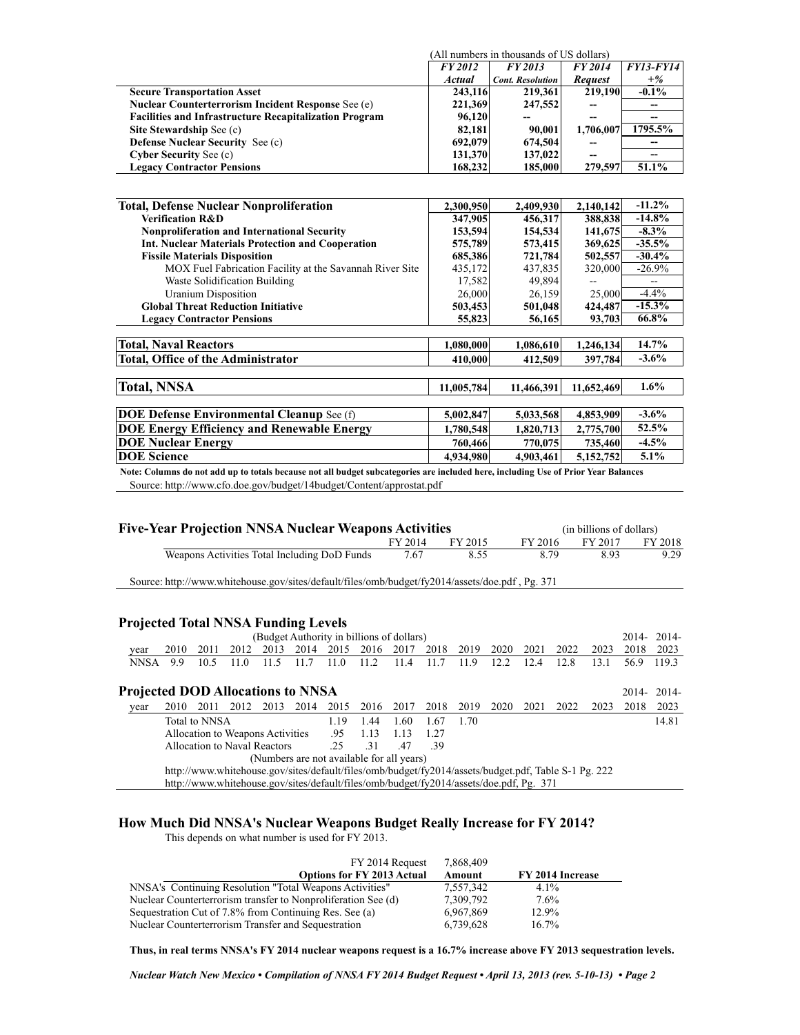| | (All numbers in thousands of US dollars) | | | |
|---|---|---|---|---|
| | *FY 2012 Actual* | *FY 2013 Cont. Resolution* | *FY 2014 Request* | *FY13-FY14 +%* |
| **Secure Transportation Asset** | **243,116** | **219,361** | **219,190** | **-0.1%** |
| **Nuclear Counterterrorism Incident Response** See (e) | **221,369** | **247,552** | **--** | **--** |
| **Facilities and Infrastructure Recapitalization Program** | **96,120** | **--** | **--** | **--** |
| **Site Stewardship** See (c) | **82,181** | **90,001** | **1,706,007** | **1795.5%** |
| **Defense Nuclear Security** See (c) | **692,079** | **674,504** | **--** | **--** |
| **Cyber Security** See (c) | **131,370** | **137,022** | **--** | **--** |
| **Legacy Contractor Pensions** | **168,232** | **185,000** | **279,597** | **51.1%** |

| | | | | |
|---|---|---|---|---|
| **Total, Defense Nuclear Nonproliferation** | **2,300,950** | **2,409,930** | **2,140,142** | **-11.2%** |
| **Verification R&D** | **347,905** | **456,317** | **388,838** | **-14.8%** |
| **Nonproliferation and International Security** | **153,594** | **154,534** | **141,675** | **-8.3%** |
| **Int. Nuclear Materials Protection and Cooperation** | **575,789** | **573,415** | **369,625** | **-35.5%** |
| **Fissile Materials Disposition** | **685,386** | **721,784** | **502,557** | **-30.4%** |
| MOX Fuel Fabrication Facility at the Savannah River Site | 435,172 | 437,835 | 320,000 | -26.9% |
| Waste Solidification Building | 17,582 | 49,894 | -- | -- |
| Uranium Disposition | 26,000 | 26,159 | 25,000 | -4.4% |
| **Global Threat Reduction Initiative** | **503,453** | **501,048** | **424,487** | **-15.3%** |
| **Legacy Contractor Pensions** | **55,823** | **56,165** | **93,703** | **66.8%** |
| **Total, Naval Reactors** | **1,080,000** | **1,086,610** | **1,246,134** | **14.7%** |
| **Total, Office of the Administrator** | **410,000** | **412,509** | **397,784** | **-3.6%** |
| **Total, NNSA** | **11,005,784** | **11,466,391** | **11,652,469** | **1.6%** |
| **DOE Defense Environmental Cleanup** See (f) | **5,002,847** | **5,033,568** | **4,853,909** | **-3.6%** |
| **DOE Energy Efficiency and Renewable Energy** | **1,780,548** | **1,820,713** | **2,775,700** | **52.5%** |
| **DOE Nuclear Energy** | **760,466** | **770,075** | **735,460** | **-4.5%** |
| **DOE Science** | **4,934,980** | **4,903,461** | **5,152,752** | **5.1%** |

**Note: Columns do not add up to totals because not all budget subcategories are included here, including Use of Prior Year Balances**

Source: http://www.cfo.doe.gov/budget/14budget/Content/approstat.pdf

## Five-Year Projection NNSA Nuclear Weapons Activities

(in billions of dollars)

| | FY 2014 | FY 2015 | FY 2016 | FY 2017 | FY 2018 |
|---|---|---|---|---|---|
| Weapons Activities Total Including DoD Funds | 7.67 | 8.55 | 8.79 | 8.93 | 9.29 |

Source: http://www.whitehouse.gov/sites/default/files/omb/budget/fy2014/assets/doe.pdf , Pg. 371

## Projected Total NNSA Funding Levels

(Budget Authority in billions of dollars)

| year | 2010 | 2011 | 2012 | 2013 | 2014 | 2015 | 2016 | 2017 | 2018 | 2019 | 2020 | 2021 | 2022 | 2023 | 2014-2018 | 2014-2023 |
|---|---|---|---|---|---|---|---|---|---|---|---|---|---|---|---|---|
| NNSA | 9.9 | 10.5 | 11.0 | 11.5 | 11.7 | 11.0 | 11.2 | 11.4 | 11.7 | 11.9 | 12.2 | 12.4 | 12.8 | 13.1 | 56.9 | 119.3 |

## Projected DOD Allocations to NNSA

| year | 2015 | 2016 | 2017 | 2018 | 2019 | 2014-2023 |
|---|---|---|---|---|---|---|
| Total to NNSA | 1.19 | 1.44 | 1.60 | 1.67 | 1.70 | 14.81 |
| Allocation to Weapons Activities | .95 | 1.13 | 1.13 | 1.27 | | |
| Allocation to Naval Reactors | .25 | .31 | .47 | .39 | | |

(Numbers are not available for all years)

http://www.whitehouse.gov/sites/default/files/omb/budget/fy2014/assets/budget.pdf, Table S-1 Pg. 222
http://www.whitehouse.gov/sites/default/files/omb/budget/fy2014/assets/doe.pdf, Pg. 371

## How Much Did NNSA's Nuclear Weapons Budget Really Increase for FY 2014?

This depends on what number is used for FY 2013.

| FY 2014 Request | 7,868,409 | |
|---|---|---|
| **Options for FY 2013 Actual** | **Amount** | **FY 2014 Increase** |
| NNSA's Continuing Resolution "Total Weapons Activities" | 7,557,342 | 4.1% |
| Nuclear Counterterrorism transfer to Nonproliferation See (d) | 7,309,792 | 7.6% |
| Sequestration Cut of 7.8% from Continuing Res. See (a) | 6,967,869 | 12.9% |
| Nuclear Counterterrorism Transfer and Sequestration | 6,739,628 | 16.7% |

**Thus, in real terms NNSA's FY 2014 nuclear weapons request is a 16.7% increase above FY 2013 sequestration levels.**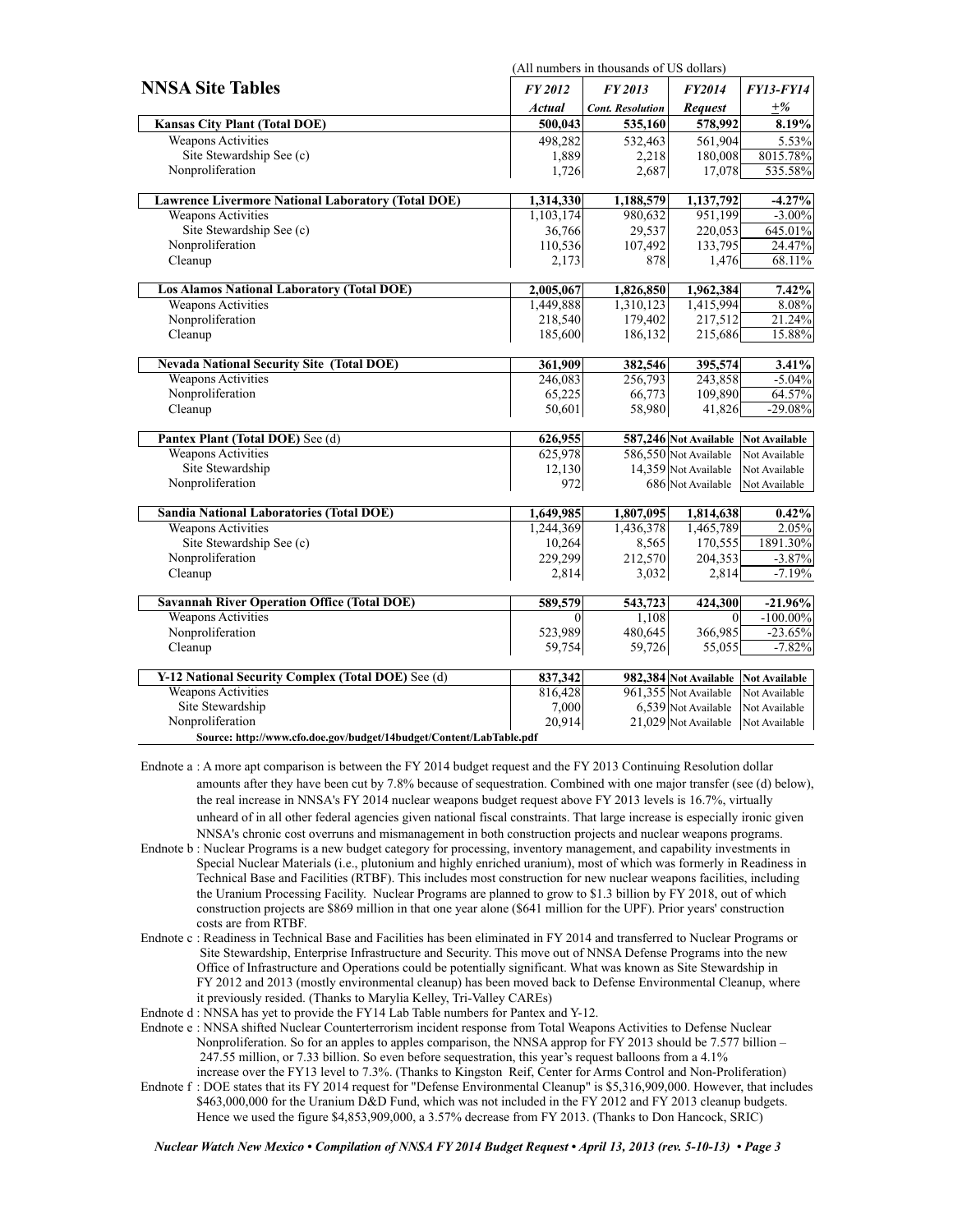(All numbers in thousands of US dollars)

| NNSA Site Tables | FY 2012 Actual | FY 2013 Cont. Resolution | FY2014 Request | FY13-FY14 ±% |
|---|---|---|---|---|
| **Kansas City Plant (Total DOE)** | **500,043** | **535,160** | **578,992** | **8.19%** |
| Weapons Activities | 498,282 | 532,463 | 561,904 | 5.53% |
| Site Stewardship See (c) | 1,889 | 2,218 | 180,008 | 8015.78% |
| Nonproliferation | 1,726 | 2,687 | 17,078 | 535.58% |
| **Lawrence Livermore National Laboratory (Total DOE)** | **1,314,330** | **1,188,579** | **1,137,792** | **-4.27%** |
| Weapons Activities | 1,103,174 | 980,632 | 951,199 | -3.00% |
| Site Stewardship See (c) | 36,766 | 29,537 | 220,053 | 645.01% |
| Nonproliferation | 110,536 | 107,492 | 133,795 | 24.47% |
| Cleanup | 2,173 | 878 | 1,476 | 68.11% |
| **Los Alamos National Laboratory (Total DOE)** | **2,005,067** | **1,826,850** | **1,962,384** | **7.42%** |
| Weapons Activities | 1,449,888 | 1,310,123 | 1,415,994 | 8.08% |
| Nonproliferation | 218,540 | 179,402 | 217,512 | 21.24% |
| Cleanup | 185,600 | 186,132 | 215,686 | 15.88% |
| **Nevada National Security Site (Total DOE)** | **361,909** | **382,546** | **395,574** | **3.41%** |
| Weapons Activities | 246,083 | 256,793 | 243,858 | -5.04% |
| Nonproliferation | 65,225 | 66,773 | 109,890 | 64.57% |
| Cleanup | 50,601 | 58,980 | 41,826 | -29.08% |
| **Pantex Plant (Total DOE)** See (d) | **626,955** | **587,246** | **Not Available** | **Not Available** |
| Weapons Activities | 625,978 | 586,550 | Not Available | Not Available |
| Site Stewardship | 12,130 | 14,359 | Not Available | Not Available |
| Nonproliferation | 972 | 686 | Not Available | Not Available |
| **Sandia National Laboratories (Total DOE)** | **1,649,985** | **1,807,095** | **1,814,638** | **0.42%** |
| Weapons Activities | 1,244,369 | 1,436,378 | 1,465,789 | 2.05% |
| Site Stewardship See (c) | 10,264 | 8,565 | 170,555 | 1891.30% |
| Nonproliferation | 229,299 | 212,570 | 204,353 | -3.87% |
| Cleanup | 2,814 | 3,032 | 2,814 | -7.19% |
| **Savannah River Operation Office (Total DOE)** | **589,579** | **543,723** | **424,300** | **-21.96%** |
| Weapons Activities | 0 | 1,108 | 0 | -100.00% |
| Nonproliferation | 523,989 | 480,645 | 366,985 | -23.65% |
| Cleanup | 59,754 | 59,726 | 55,055 | -7.82% |
| **Y-12 National Security Complex (Total DOE)** See (d) | **837,342** | **982,384** | **Not Available** | **Not Available** |
| Weapons Activities | 816,428 | 961,355 | Not Available | Not Available |
| Site Stewardship | 7,000 | 6,539 | Not Available | Not Available |
| Nonproliferation | 20,914 | 21,029 | Not Available | Not Available |

**Source: http://www.cfo.doe.gov/budget/14budget/Content/LabTable.pdf**

Endnote a : A more apt comparison is between the FY 2014 budget request and the FY 2013 Continuing Resolution dollar amounts after they have been cut by 7.8% because of sequestration. Combined with one major transfer (see (d) below), the real increase in NNSA's FY 2014 nuclear weapons budget request above FY 2013 levels is 16.7%, virtually unheard of in all other federal agencies given national fiscal constraints. That large increase is especially ironic given NNSA's chronic cost overruns and mismanagement in both construction projects and nuclear weapons programs.

Endnote b : Nuclear Programs is a new budget category for processing, inventory management, and capability investments in Special Nuclear Materials (i.e., plutonium and highly enriched uranium), most of which was formerly in Readiness in Technical Base and Facilities (RTBF). This includes most construction for new nuclear weapons facilities, including the Uranium Processing Facility. Nuclear Programs are planned to grow to $1.3 billion by FY 2018, out of which construction projects are $869 million in that one year alone ($641 million for the UPF). Prior years' construction costs are from RTBF.

Endnote c : Readiness in Technical Base and Facilities has been eliminated in FY 2014 and transferred to Nuclear Programs or Site Stewardship, Enterprise Infrastructure and Security. This move out of NNSA Defense Programs into the new Office of Infrastructure and Operations could be potentially significant. What was known as Site Stewardship in FY 2012 and 2013 (mostly environmental cleanup) has been moved back to Defense Environmental Cleanup, where it previously resided. (Thanks to Marylia Kelley, Tri-Valley CAREs)

Endnote d : NNSA has yet to provide the FY14 Lab Table numbers for Pantex and Y-12.

Endnote e : NNSA shifted Nuclear Counterterrorism incident response from Total Weapons Activities to Defense Nuclear Nonproliferation. So for an apples to apples comparison, the NNSA approp for FY 2013 should be 7.577 billion – 247.55 million, or 7.33 billion. So even before sequestration, this year's request balloons from a 4.1% increase over the FY13 level to 7.3%. (Thanks to Kingston Reif, Center for Arms Control and Non-Proliferation)

Endnote f : DOE states that its FY 2014 request for "Defense Environmental Cleanup" is $5,316,909,000. However, that includes $463,000,000 for the Uranium D&D Fund, which was not included in the FY 2012 and FY 2013 cleanup budgets. Hence we used the figure $4,853,909,000, a 3.57% decrease from FY 2013. (Thanks to Don Hancock, SRIC)